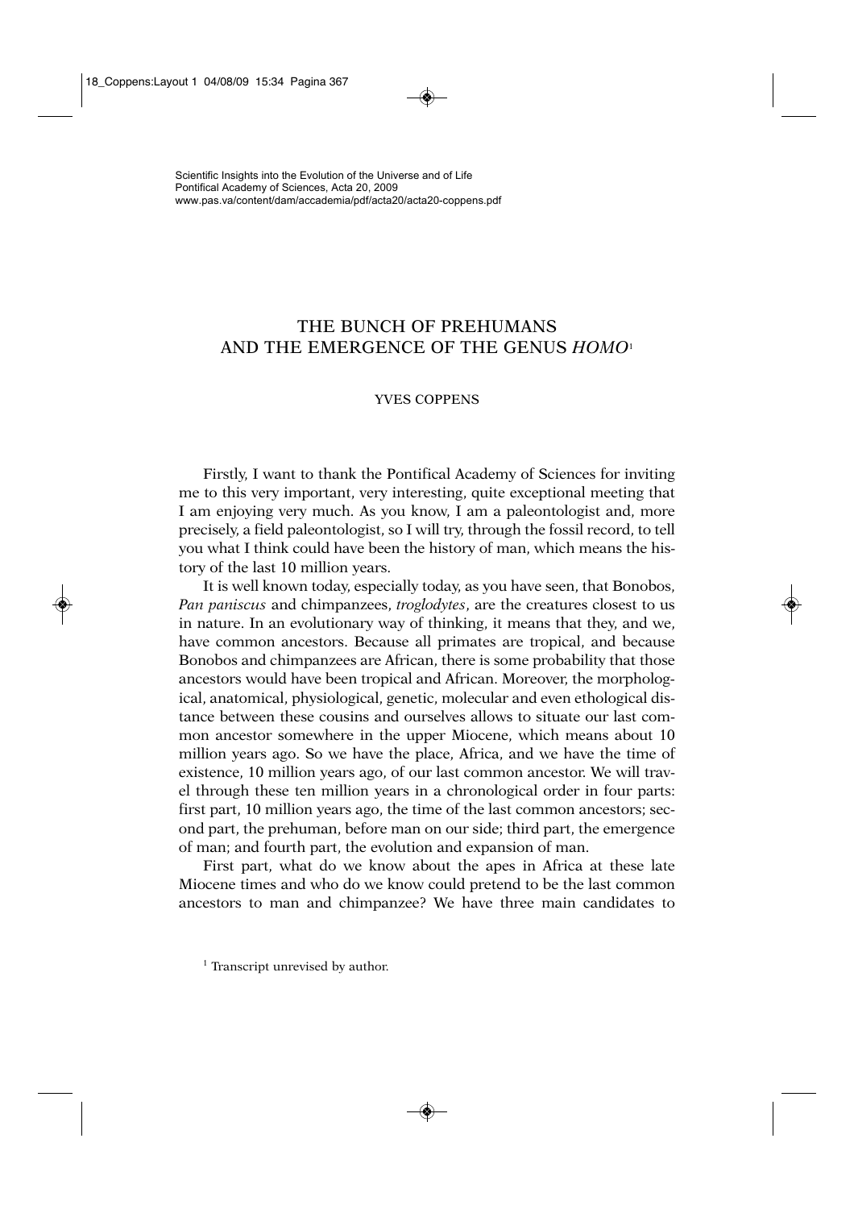# THE BUNCH OF PREHUMANS AND THE EMERGENCE OF THE GENUS *HOMO*[1]

YVES COPPENS

Firstly, I want to thank the Pontifical Academy of Sciences for inviting me to this very important, very interesting, quite exceptional meeting that I am enjoying very much. As you know, I am a paleontologist and, more precisely, a field paleontologist, so I will try, through the fossil record, to tell you what I think could have been the history of man, which means the history of the last 10 million years.

It is well known today, especially today, as you have seen, that Bonobos, *Pan paniscus* and chimpanzees, *troglodytes*, are the creatures closest to us in nature. In an evolutionary way of thinking, it means that they, and we, have common ancestors. Because all primates are tropical, and because Bonobos and chimpanzees are African, there is some probability that those ancestors would have been tropical and African. Moreover, the morphological, anatomical, physiological, genetic, molecular and even ethological distance between these cousins and ourselves allows to situate our last common ancestor somewhere in the upper Miocene, which means about 10 million years ago. So we have the place, Africa, and we have the time of existence, 10 million years ago, of our last common ancestor. We will travel through these ten million years in a chronological order in four parts: first part, 10 million years ago, the time of the last common ancestors; second part, the prehuman, before man on our side; third part, the emergence of man; and fourth part, the evolution and expansion of man.

First part, what do we know about the apes in Africa at these late Miocene times and who do we know could pretend to be the last common ancestors to man and chimpanzee? We have three main candidates to

[1] Transcript unrevised by author.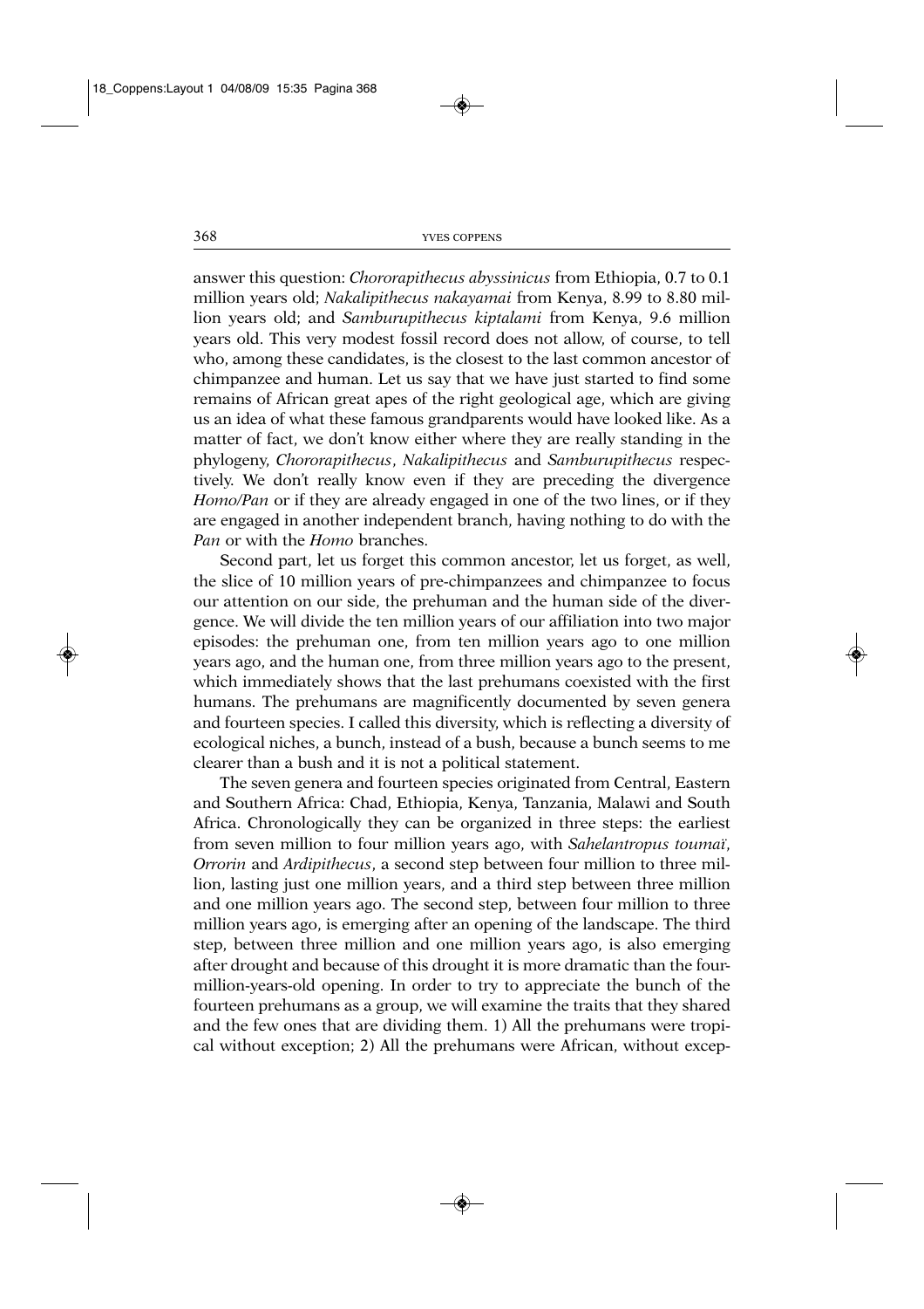answer this question: *Chororapithecus abyssinicus* from Ethiopia, 0.7 to 0.1 million years old; *Nakalipithecus nakayamai* from Kenya, 8.99 to 8.80 million years old; and *Samburupithecus kiptalami* from Kenya, 9.6 million years old. This very modest fossil record does not allow, of course, to tell who, among these candidates, is the closest to the last common ancestor of chimpanzee and human. Let us say that we have just started to find some remains of African great apes of the right geological age, which are giving us an idea of what these famous grandparents would have looked like. As a matter of fact, we don't know either where they are really standing in the phylogeny, *Chororapithecus*, *Nakalipithecus* and *Samburupithecus* respectively. We don't really know even if they are preceding the divergence *Homo/Pan* or if they are already engaged in one of the two lines, or if they are engaged in another independent branch, having nothing to do with the *Pan* or with the *Homo* branches.

Second part, let us forget this common ancestor, let us forget, as well, the slice of 10 million years of pre-chimpanzees and chimpanzee to focus our attention on our side, the prehuman and the human side of the divergence. We will divide the ten million years of our affiliation into two major episodes: the prehuman one, from ten million years ago to one million years ago, and the human one, from three million years ago to the present, which immediately shows that the last prehumans coexisted with the first humans. The prehumans are magnificently documented by seven genera and fourteen species. I called this diversity, which is reflecting a diversity of ecological niches, a bunch, instead of a bush, because a bunch seems to me clearer than a bush and it is not a political statement.

The seven genera and fourteen species originated from Central, Eastern and Southern Africa: Chad, Ethiopia, Kenya, Tanzania, Malawi and South Africa. Chronologically they can be organized in three steps: the earliest from seven million to four million years ago, with *Sahelantropus toumaï*, *Orrorin* and *Ardipithecus*, a second step between four million to three million, lasting just one million years, and a third step between three million and one million years ago. The second step, between four million to three million years ago, is emerging after an opening of the landscape. The third step, between three million and one million years ago, is also emerging after drought and because of this drought it is more dramatic than the four-million-years-old opening. In order to try to appreciate the bunch of the fourteen prehumans as a group, we will examine the traits that they shared and the few ones that are dividing them. 1) All the prehumans were tropical without exception; 2) All the prehumans were African, without excep-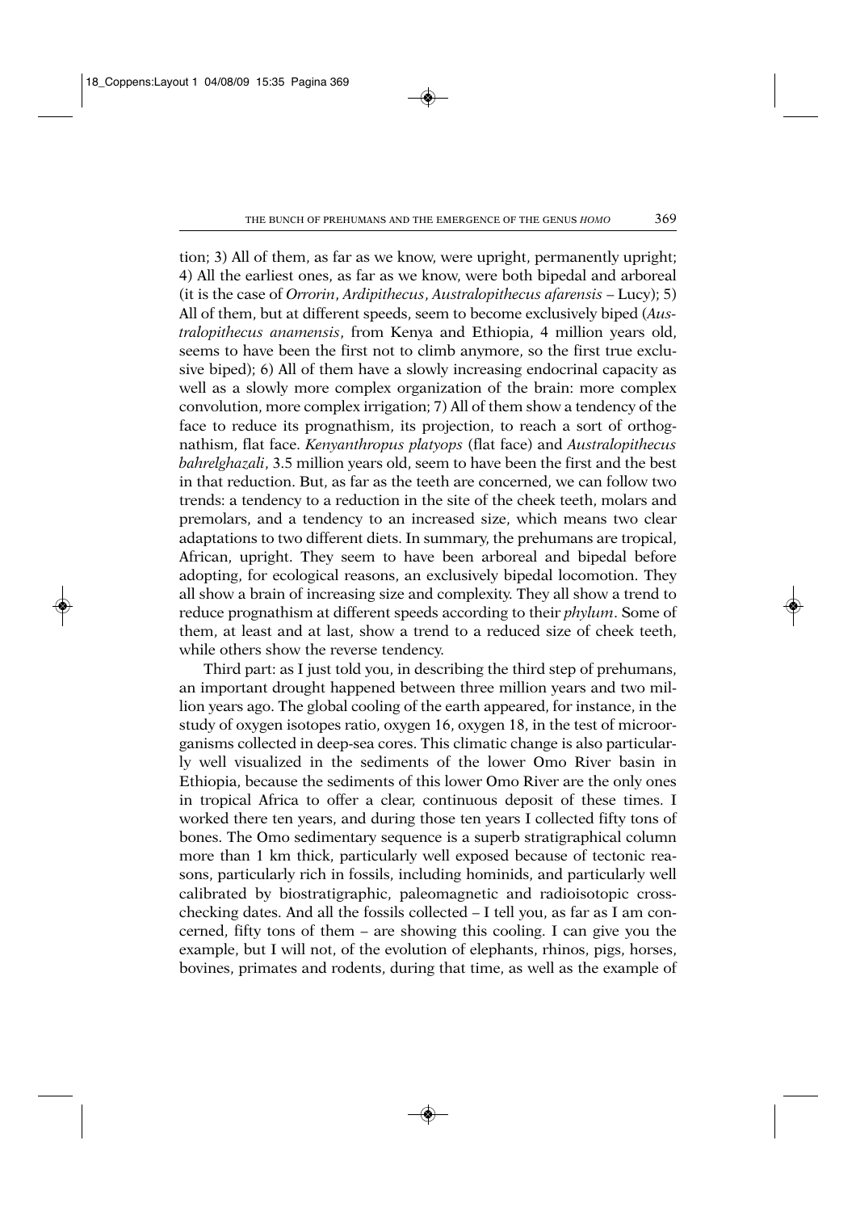tion; 3) All of them, as far as we know, were upright, permanently upright; 4) All the earliest ones, as far as we know, were both bipedal and arboreal (it is the case of *Orrorin*, *Ardipithecus*, *Australopithecus afarensis* – Lucy); 5) All of them, but at different speeds, seem to become exclusively biped (*Australopithecus anamensis*, from Kenya and Ethiopia, 4 million years old, seems to have been the first not to climb anymore, so the first true exclusive biped); 6) All of them have a slowly increasing endocrinal capacity as well as a slowly more complex organization of the brain: more complex convolution, more complex irrigation; 7) All of them show a tendency of the face to reduce its prognathism, its projection, to reach a sort of orthognathism, flat face. *Kenyanthropus platyops* (flat face) and *Australopithecus bahrelghazali*, 3.5 million years old, seem to have been the first and the best in that reduction. But, as far as the teeth are concerned, we can follow two trends: a tendency to a reduction in the site of the cheek teeth, molars and premolars, and a tendency to an increased size, which means two clear adaptations to two different diets. In summary, the prehumans are tropical, African, upright. They seem to have been arboreal and bipedal before adopting, for ecological reasons, an exclusively bipedal locomotion. They all show a brain of increasing size and complexity. They all show a trend to reduce prognathism at different speeds according to their *phylum*. Some of them, at least and at last, show a trend to a reduced size of cheek teeth, while others show the reverse tendency.

Third part: as I just told you, in describing the third step of prehumans, an important drought happened between three million years and two million years ago. The global cooling of the earth appeared, for instance, in the study of oxygen isotopes ratio, oxygen 16, oxygen 18, in the test of microorganisms collected in deep-sea cores. This climatic change is also particularly well visualized in the sediments of the lower Omo River basin in Ethiopia, because the sediments of this lower Omo River are the only ones in tropical Africa to offer a clear, continuous deposit of these times. I worked there ten years, and during those ten years I collected fifty tons of bones. The Omo sedimentary sequence is a superb stratigraphical column more than 1 km thick, particularly well exposed because of tectonic reasons, particularly rich in fossils, including hominids, and particularly well calibrated by biostratigraphic, paleomagnetic and radioisotopic cross-checking dates. And all the fossils collected – I tell you, as far as I am concerned, fifty tons of them – are showing this cooling. I can give you the example, but I will not, of the evolution of elephants, rhinos, pigs, horses, bovines, primates and rodents, during that time, as well as the example of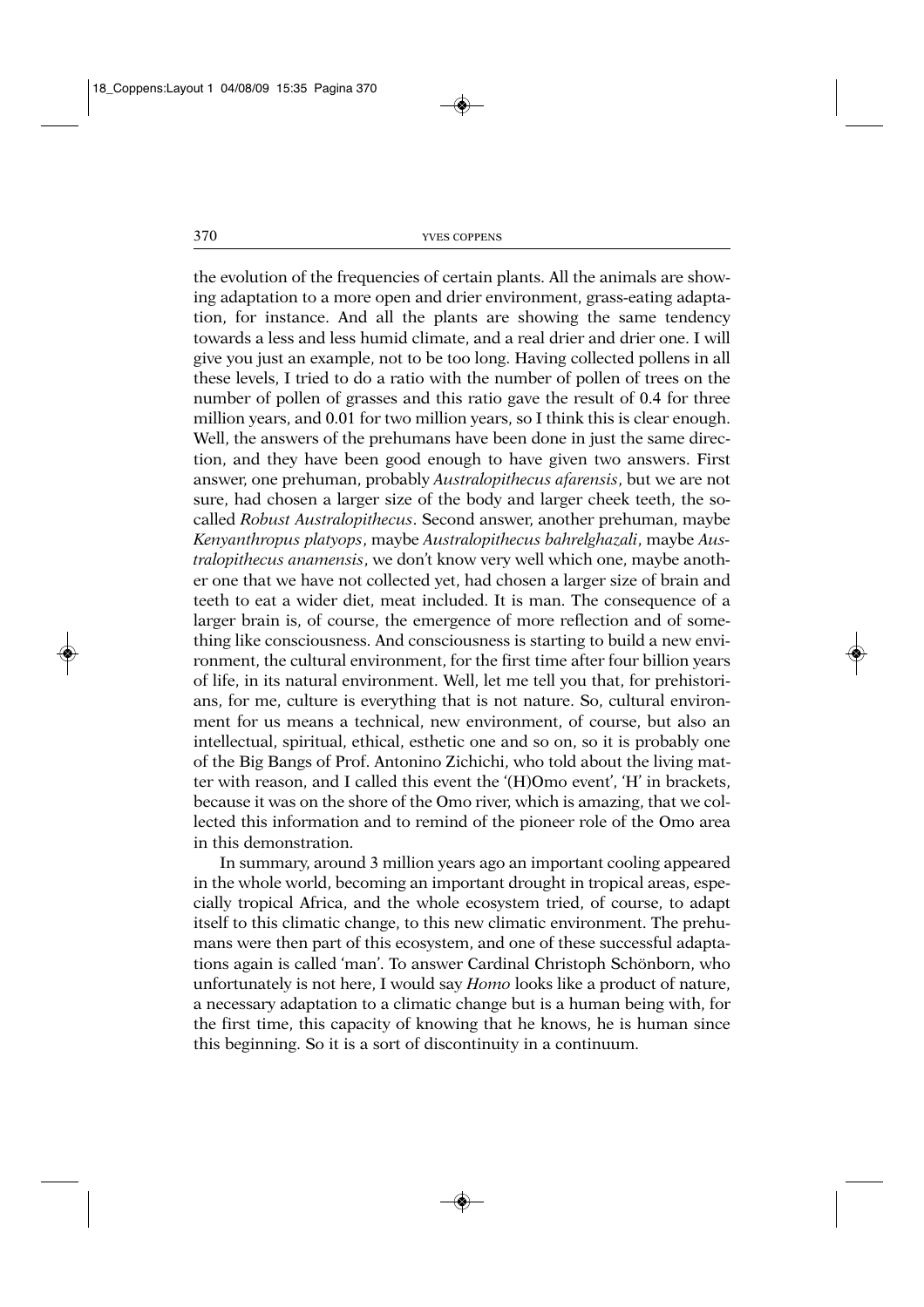the evolution of the frequencies of certain plants. All the animals are showing adaptation to a more open and drier environment, grass-eating adaptation, for instance. And all the plants are showing the same tendency towards a less and less humid climate, and a real drier and drier one. I will give you just an example, not to be too long. Having collected pollens in all these levels, I tried to do a ratio with the number of pollen of trees on the number of pollen of grasses and this ratio gave the result of 0.4 for three million years, and 0.01 for two million years, so I think this is clear enough. Well, the answers of the prehumans have been done in just the same direction, and they have been good enough to have given two answers. First answer, one prehuman, probably *Australopithecus afarensis*, but we are not sure, had chosen a larger size of the body and larger cheek teeth, the so-called *Robust Australopithecus*. Second answer, another prehuman, maybe *Kenyanthropus platyops*, maybe *Australopithecus bahrelghazali*, maybe *Australopithecus anamensis*, we don't know very well which one, maybe another one that we have not collected yet, had chosen a larger size of brain and teeth to eat a wider diet, meat included. It is man. The consequence of a larger brain is, of course, the emergence of more reflection and of something like consciousness. And consciousness is starting to build a new environment, the cultural environment, for the first time after four billion years of life, in its natural environment. Well, let me tell you that, for prehistorians, for me, culture is everything that is not nature. So, cultural environment for us means a technical, new environment, of course, but also an intellectual, spiritual, ethical, esthetic one and so on, so it is probably one of the Big Bangs of Prof. Antonino Zichichi, who told about the living matter with reason, and I called this event the '(H)Omo event', 'H' in brackets, because it was on the shore of the Omo river, which is amazing, that we collected this information and to remind of the pioneer role of the Omo area in this demonstration.

In summary, around 3 million years ago an important cooling appeared in the whole world, becoming an important drought in tropical areas, especially tropical Africa, and the whole ecosystem tried, of course, to adapt itself to this climatic change, to this new climatic environment. The prehumans were then part of this ecosystem, and one of these successful adaptations again is called 'man'. To answer Cardinal Christoph Schönborn, who unfortunately is not here, I would say *Homo* looks like a product of nature, a necessary adaptation to a climatic change but is a human being with, for the first time, this capacity of knowing that he knows, he is human since this beginning. So it is a sort of discontinuity in a continuum.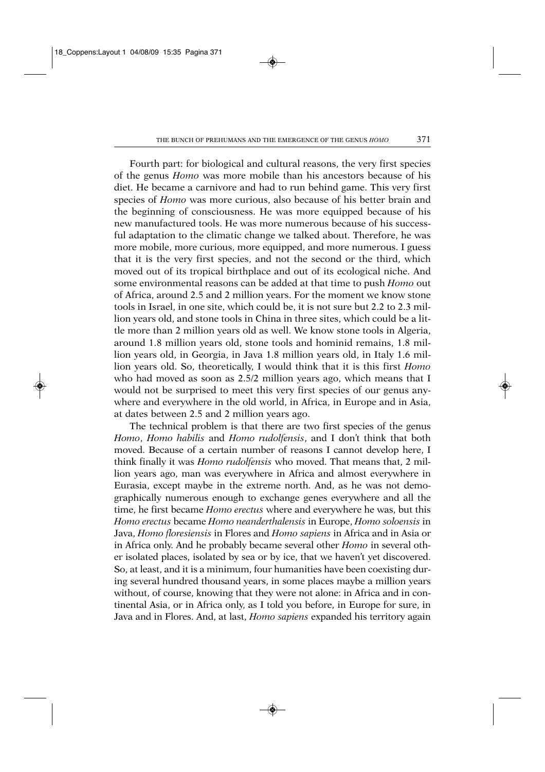Fourth part: for biological and cultural reasons, the very first species of the genus *Homo* was more mobile than his ancestors because of his diet. He became a carnivore and had to run behind game. This very first species of *Homo* was more curious, also because of his better brain and the beginning of consciousness. He was more equipped because of his new manufactured tools. He was more numerous because of his successful adaptation to the climatic change we talked about. Therefore, he was more mobile, more curious, more equipped, and more numerous. I guess that it is the very first species, and not the second or the third, which moved out of its tropical birthplace and out of its ecological niche. And some environmental reasons can be added at that time to push *Homo* out of Africa, around 2.5 and 2 million years. For the moment we know stone tools in Israel, in one site, which could be, it is not sure but 2.2 to 2.3 million years old, and stone tools in China in three sites, which could be a little more than 2 million years old as well. We know stone tools in Algeria, around 1.8 million years old, stone tools and hominid remains, 1.8 million years old, in Georgia, in Java 1.8 million years old, in Italy 1.6 million years old. So, theoretically, I would think that it is this first *Homo* who had moved as soon as 2.5/2 million years ago, which means that I would not be surprised to meet this very first species of our genus anywhere and everywhere in the old world, in Africa, in Europe and in Asia, at dates between 2.5 and 2 million years ago.

The technical problem is that there are two first species of the genus *Homo*, *Homo habilis* and *Homo rudolfensis*, and I don't think that both moved. Because of a certain number of reasons I cannot develop here, I think finally it was *Homo rudolfensis* who moved. That means that, 2 million years ago, man was everywhere in Africa and almost everywhere in Eurasia, except maybe in the extreme north. And, as he was not demographically numerous enough to exchange genes everywhere and all the time, he first became *Homo erectus* where and everywhere he was, but this *Homo erectus* became *Homo neanderthalensis* in Europe, *Homo soloensis* in Java, *Homo floresiensis* in Flores and *Homo sapiens* in Africa and in Asia or in Africa only. And he probably became several other *Homo* in several other isolated places, isolated by sea or by ice, that we haven't yet discovered. So, at least, and it is a minimum, four humanities have been coexisting during several hundred thousand years, in some places maybe a million years without, of course, knowing that they were not alone: in Africa and in continental Asia, or in Africa only, as I told you before, in Europe for sure, in Java and in Flores. And, at last, *Homo sapiens* expanded his territory again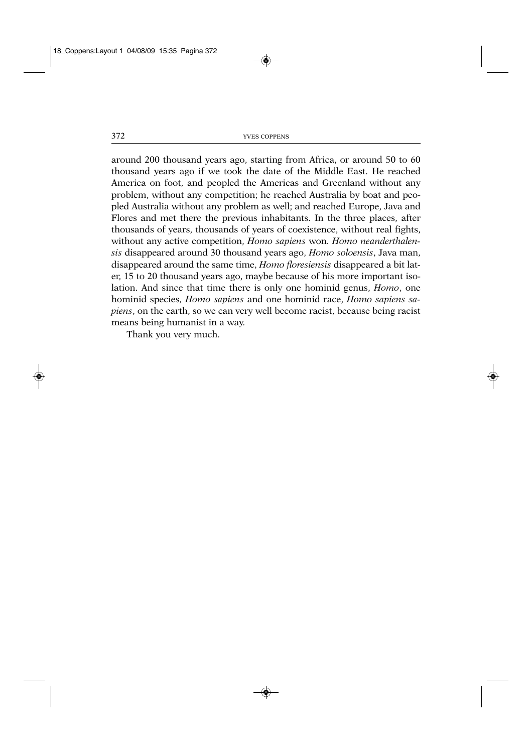around 200 thousand years ago, starting from Africa, or around 50 to 60 thousand years ago if we took the date of the Middle East. He reached America on foot, and peopled the Americas and Greenland without any problem, without any competition; he reached Australia by boat and peopled Australia without any problem as well; and reached Europe, Java and Flores and met there the previous inhabitants. In the three places, after thousands of years, thousands of years of coexistence, without real fights, without any active competition, *Homo sapiens* won. *Homo neanderthalensis* disappeared around 30 thousand years ago, *Homo soloensis*, Java man, disappeared around the same time, *Homo floresiensis* disappeared a bit later, 15 to 20 thousand years ago, maybe because of his more important isolation. And since that time there is only one hominid genus, *Homo*, one hominid species, *Homo sapiens* and one hominid race, *Homo sapiens sapiens*, on the earth, so we can very well become racist, because being racist means being humanist in a way.

Thank you very much.